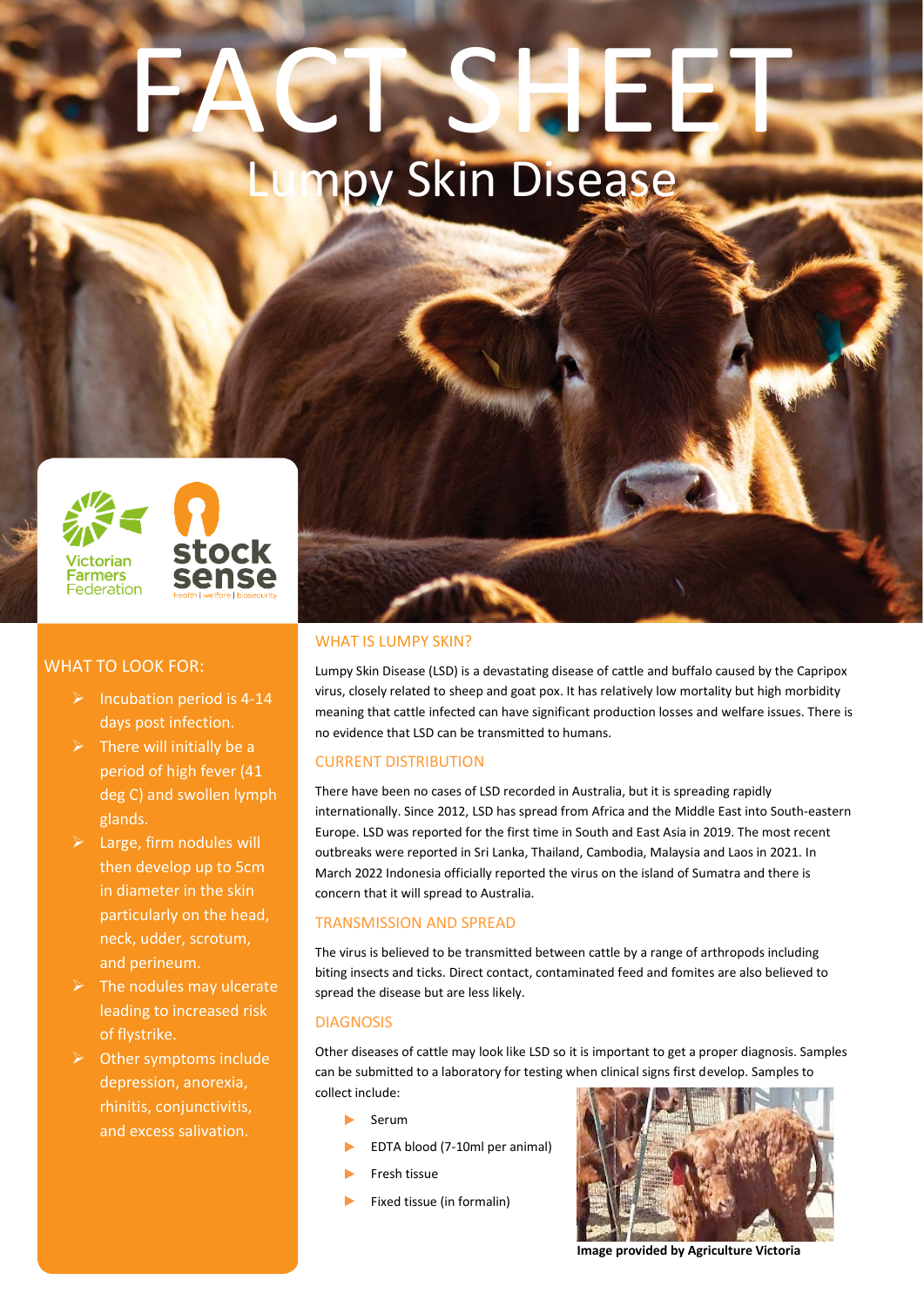# FACT SHEET

## Lumpy Skin Disease

Victorian Farmers Federation

stock sense
health | welfare | biosecurity

### WHAT TO LOOK FOR:

- Incubation period is 4-14 days post infection.
- There will initially be a period of high fever (41 deg C) and swollen lymph glands.
- Large, firm nodules will then develop up to 5cm in diameter in the skin particularly on the head, neck, udder, scrotum, and perineum.
- The nodules may ulcerate leading to increased risk of flystrike.
- Other symptoms include depression, anorexia, rhinitis, conjunctivitis, and excess salivation.

### WHAT IS LUMPY SKIN?

Lumpy Skin Disease (LSD) is a devastating disease of cattle and buffalo caused by the Capripox virus, closely related to sheep and goat pox. It has relatively low mortality but high morbidity meaning that cattle infected can have significant production losses and welfare issues. There is no evidence that LSD can be transmitted to humans.

### CURRENT DISTRIBUTION

There have been no cases of LSD recorded in Australia, but it is spreading rapidly internationally. Since 2012, LSD has spread from Africa and the Middle East into South-eastern Europe. LSD was reported for the first time in South and East Asia in 2019. The most recent outbreaks were reported in Sri Lanka, Thailand, Cambodia, Malaysia and Laos in 2021. In March 2022 Indonesia officially reported the virus on the island of Sumatra and there is concern that it will spread to Australia.

### TRANSMISSION AND SPREAD

The virus is believed to be transmitted between cattle by a range of arthropods including biting insects and ticks. Direct contact, contaminated feed and fomites are also believed to spread the disease but are less likely.

### DIAGNOSIS

Other diseases of cattle may look like LSD so it is important to get a proper diagnosis. Samples can be submitted to a laboratory for testing when clinical signs first develop. Samples to collect include:

- Serum
- EDTA blood (7-10ml per animal)
- Fresh tissue
- Fixed tissue (in formalin)

**Image provided by Agriculture Victoria**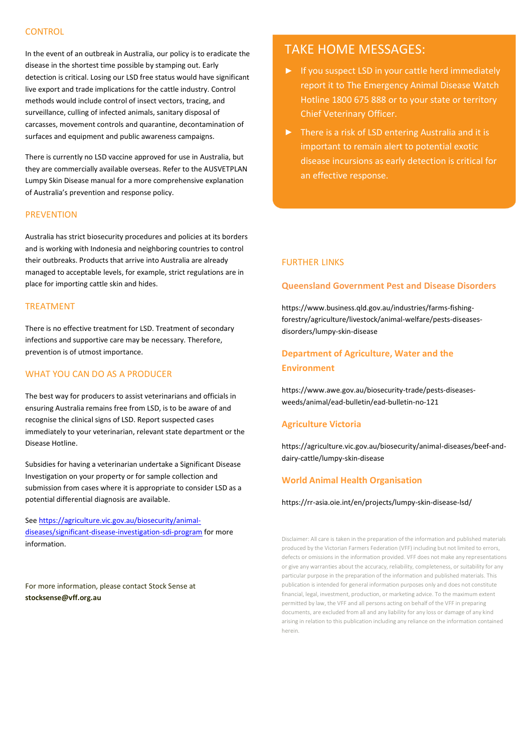## CONTROL

In the event of an outbreak in Australia, our policy is to eradicate the disease in the shortest time possible by stamping out. Early detection is critical. Losing our LSD free status would have significant live export and trade implications for the cattle industry. Control methods would include control of insect vectors, tracing, and surveillance, culling of infected animals, sanitary disposal of carcasses, movement controls and quarantine, decontamination of surfaces and equipment and public awareness campaigns.

There is currently no LSD vaccine approved for use in Australia, but they are commercially available overseas. Refer to the AUSVETPLAN Lumpy Skin Disease manual for a more comprehensive explanation of Australia's prevention and response policy.

## PREVENTION

Australia has strict biosecurity procedures and policies at its borders and is working with Indonesia and neighboring countries to control their outbreaks. Products that arrive into Australia are already managed to acceptable levels, for example, strict regulations are in place for importing cattle skin and hides.

## TREATMENT

There is no effective treatment for LSD. Treatment of secondary infections and supportive care may be necessary. Therefore, prevention is of utmost importance.

## WHAT YOU CAN DO AS A PRODUCER

The best way for producers to assist veterinarians and officials in ensuring Australia remains free from LSD, is to be aware of and recognise the clinical signs of LSD. Report suspected cases immediately to your veterinarian, relevant state department or the Disease Hotline.

Subsidies for having a veterinarian undertake a Significant Disease Investigation on your property or for sample collection and submission from cases where it is appropriate to consider LSD as a potential differential diagnosis are available.

See [https://agriculture.vic.gov.au/biosecurity/animal-diseases/significant-disease-investigation-sdi-program](https://agriculture.vic.gov.au/biosecurity/animal-diseases/significant-disease-investigation-sdi-program) for more information.

For more information, please contact Stock Sense at **stocksense@vff.org.au**

## TAKE HOME MESSAGES:

- If you suspect LSD in your cattle herd immediately report it to The Emergency Animal Disease Watch Hotline 1800 675 888 or to your state or territory Chief Veterinary Officer.
- There is a risk of LSD entering Australia and it is important to remain alert to potential exotic disease incursions as early detection is critical for an effective response.

## FURTHER LINKS

### Queensland Government Pest and Disease Disorders

https://www.business.qld.gov.au/industries/farms-fishing-forestry/agriculture/livestock/animal-welfare/pests-diseases-disorders/lumpy-skin-disease

### Department of Agriculture, Water and the Environment

https://www.awe.gov.au/biosecurity-trade/pests-diseases-weeds/animal/ead-bulletin/ead-bulletin-no-121

### Agriculture Victoria

https://agriculture.vic.gov.au/biosecurity/animal-diseases/beef-and-dairy-cattle/lumpy-skin-disease

### World Animal Health Organisation

https://rr-asia.oie.int/en/projects/lumpy-skin-disease-lsd/

Disclaimer: All care is taken in the preparation of the information and published materials produced by the Victorian Farmers Federation (VFF) including but not limited to errors, defects or omissions in the information provided. VFF does not make any representations or give any warranties about the accuracy, reliability, completeness, or suitability for any particular purpose in the preparation of the information and published materials. This publication is intended for general information purposes only and does not constitute financial, legal, investment, production, or marketing advice. To the maximum extent permitted by law, the VFF and all persons acting on behalf of the VFF in preparing documents, are excluded from all and any liability for any loss or damage of any kind arising in relation to this publication including any reliance on the information contained herein.